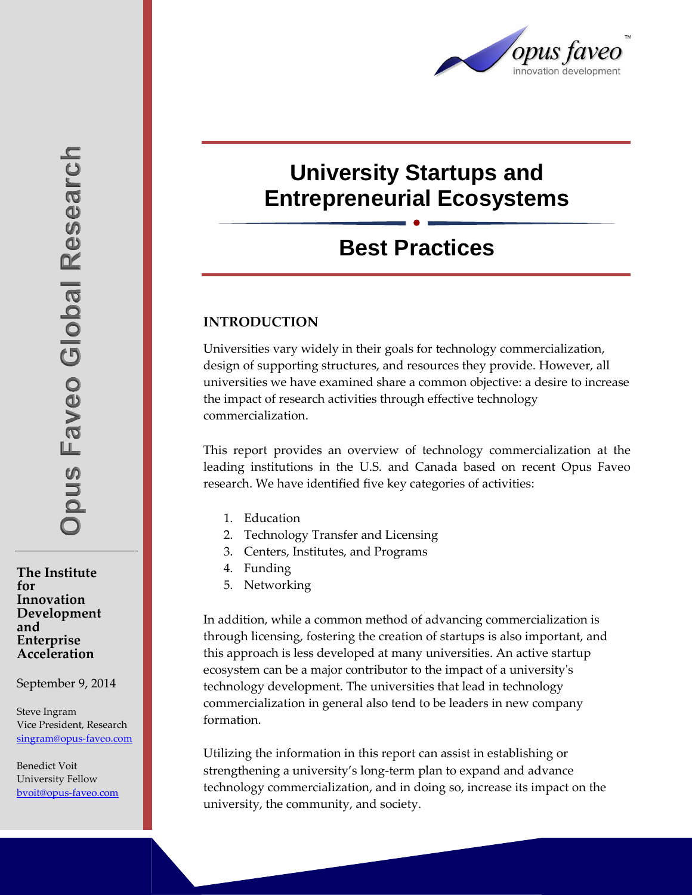# University Startups and Entrepreneurial Ecosystems

## Best Practices

Opus Faveo Global Research

**The Institute for Innovation Development and Enterprise Acceleration**

September 9, 2014

Steve Ingram
Vice President, Research
singram@opus-faveo.com

Benedict Voit
University Fellow
bvoit@opus-faveo.com

### INTRODUCTION

Universities vary widely in their goals for technology commercialization, design of supporting structures, and resources they provide. However, all universities we have examined share a common objective: a desire to increase the impact of research activities through effective technology commercialization.

This report provides an overview of technology commercialization at the leading institutions in the U.S. and Canada based on recent Opus Faveo research. We have identified five key categories of activities:

1. Education
2. Technology Transfer and Licensing
3. Centers, Institutes, and Programs
4. Funding
5. Networking

In addition, while a common method of advancing commercialization is through licensing, fostering the creation of startups is also important, and this approach is less developed at many universities. An active startup ecosystem can be a major contributor to the impact of a university's technology development. The universities that lead in technology commercialization in general also tend to be leaders in new company formation.

Utilizing the information in this report can assist in establishing or strengthening a university's long-term plan to expand and advance technology commercialization, and in doing so, increase its impact on the university, the community, and society.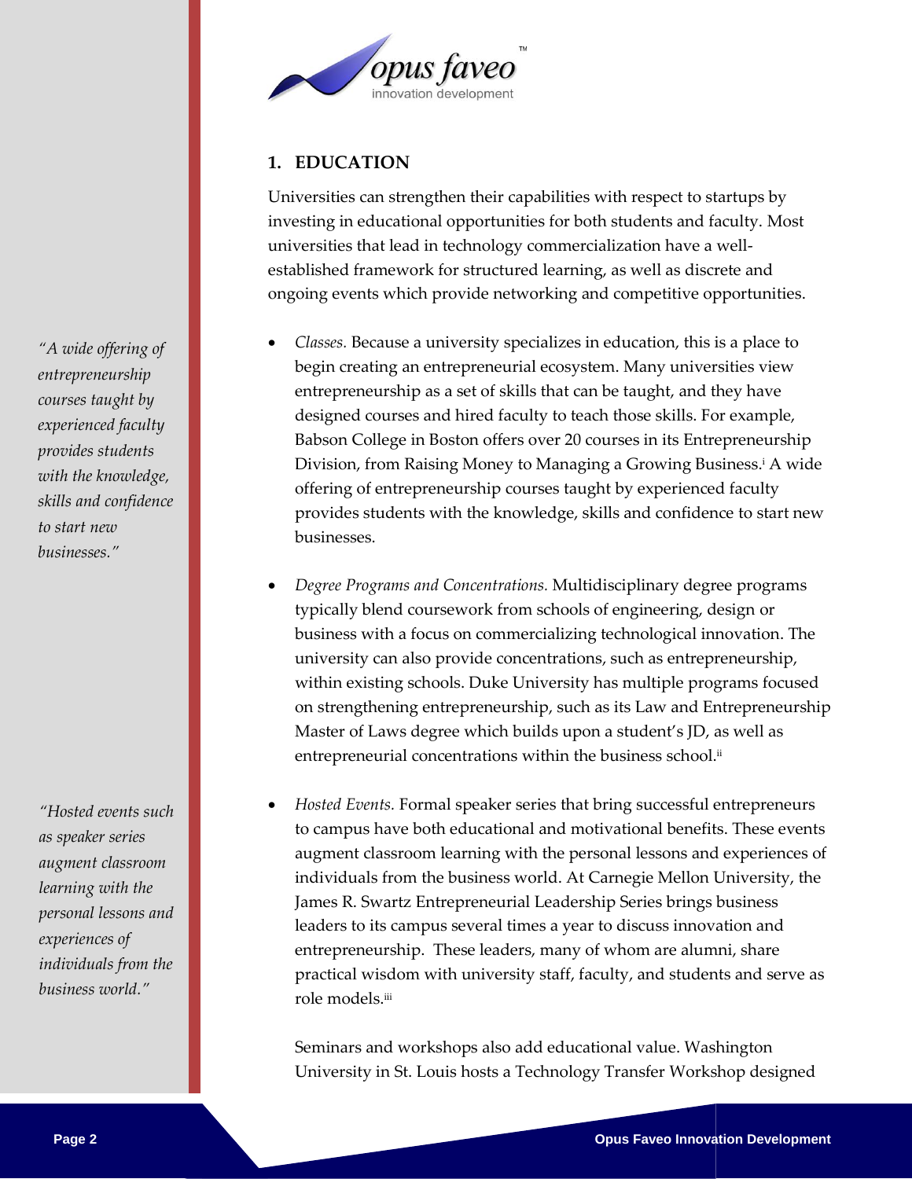## 1. EDUCATION

Universities can strengthen their capabilities with respect to startups by investing in educational opportunities for both students and faculty. Most universities that lead in technology commercialization have a well-established framework for structured learning, as well as discrete and ongoing events which provide networking and competitive opportunities.

*"A wide offering of entrepreneurship courses taught by experienced faculty provides students with the knowledge, skills and confidence to start new businesses."*

- *Classes.* Because a university specializes in education, this is a place to begin creating an entrepreneurial ecosystem. Many universities view entrepreneurship as a set of skills that can be taught, and they have designed courses and hired faculty to teach those skills. For example, Babson College in Boston offers over 20 courses in its Entrepreneurship Division, from Raising Money to Managing a Growing Business.[i] A wide offering of entrepreneurship courses taught by experienced faculty provides students with the knowledge, skills and confidence to start new businesses.

- *Degree Programs and Concentrations.* Multidisciplinary degree programs typically blend coursework from schools of engineering, design or business with a focus on commercializing technological innovation. The university can also provide concentrations, such as entrepreneurship, within existing schools. Duke University has multiple programs focused on strengthening entrepreneurship, such as its Law and Entrepreneurship Master of Laws degree which builds upon a student's JD, as well as entrepreneurial concentrations within the business school.[ii]

*"Hosted events such as speaker series augment classroom learning with the personal lessons and experiences of individuals from the business world."*

- *Hosted Events.* Formal speaker series that bring successful entrepreneurs to campus have both educational and motivational benefits. These events augment classroom learning with the personal lessons and experiences of individuals from the business world. At Carnegie Mellon University, the James R. Swartz Entrepreneurial Leadership Series brings business leaders to its campus several times a year to discuss innovation and entrepreneurship. These leaders, many of whom are alumni, share practical wisdom with university staff, faculty, and students and serve as role models.[iii]

  Seminars and workshops also add educational value. Washington University in St. Louis hosts a Technology Transfer Workshop designed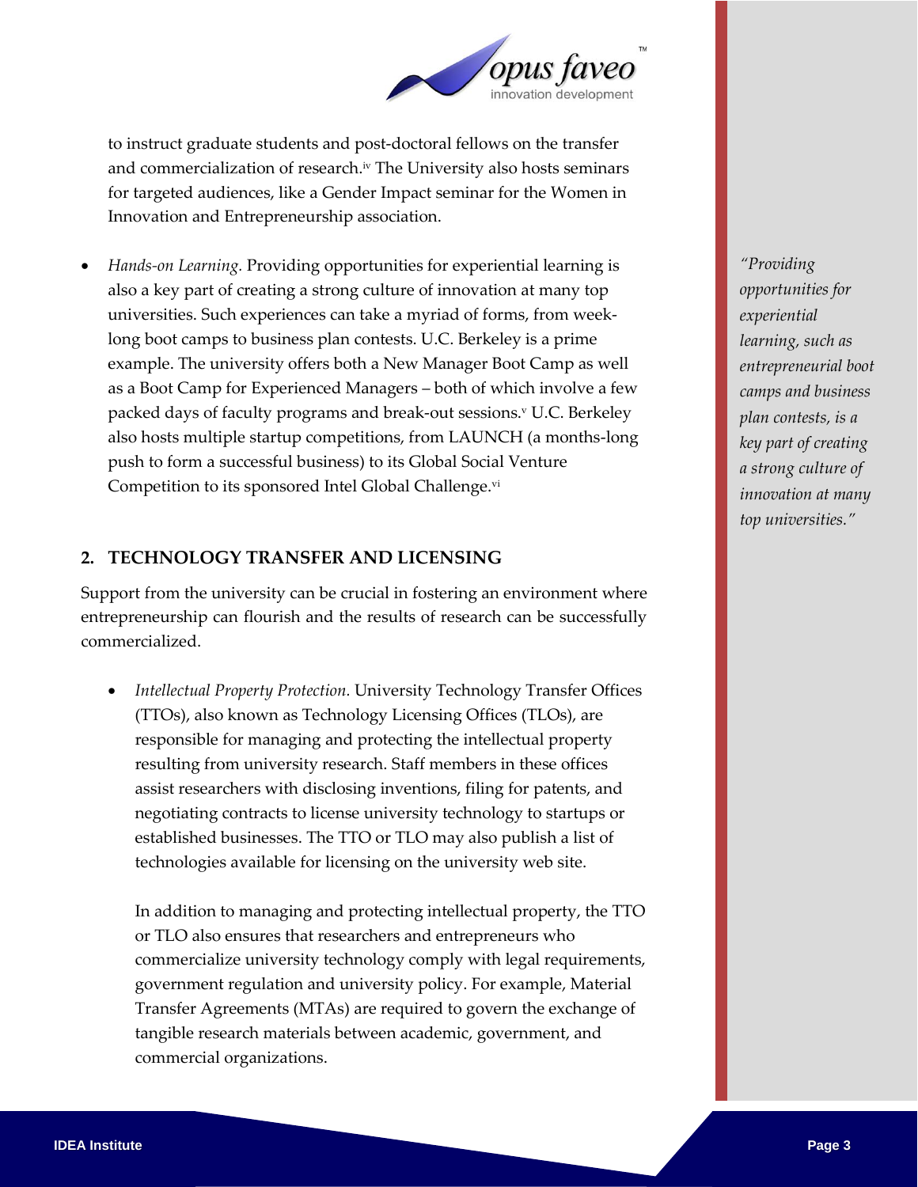to instruct graduate students and post-doctoral fellows on the transfer and commercialization of research.[iv] The University also hosts seminars for targeted audiences, like a Gender Impact seminar for the Women in Innovation and Entrepreneurship association.

- *Hands-on Learning.* Providing opportunities for experiential learning is also a key part of creating a strong culture of innovation at many top universities. Such experiences can take a myriad of forms, from week-long boot camps to business plan contests. U.C. Berkeley is a prime example. The university offers both a New Manager Boot Camp as well as a Boot Camp for Experienced Managers – both of which involve a few packed days of faculty programs and break-out sessions.[v] U.C. Berkeley also hosts multiple startup competitions, from LAUNCH (a months-long push to form a successful business) to its Global Social Venture Competition to its sponsored Intel Global Challenge.[vi]

*"Providing opportunities for experiential learning, such as entrepreneurial boot camps and business plan contests, is a key part of creating a strong culture of innovation at many top universities."*

## 2. TECHNOLOGY TRANSFER AND LICENSING

Support from the university can be crucial in fostering an environment where entrepreneurship can flourish and the results of research can be successfully commercialized.

- *Intellectual Property Protection.* University Technology Transfer Offices (TTOs), also known as Technology Licensing Offices (TLOs), are responsible for managing and protecting the intellectual property resulting from university research. Staff members in these offices assist researchers with disclosing inventions, filing for patents, and negotiating contracts to license university technology to startups or established businesses. The TTO or TLO may also publish a list of technologies available for licensing on the university web site.

  In addition to managing and protecting intellectual property, the TTO or TLO also ensures that researchers and entrepreneurs who commercialize university technology comply with legal requirements, government regulation and university policy. For example, Material Transfer Agreements (MTAs) are required to govern the exchange of tangible research materials between academic, government, and commercial organizations.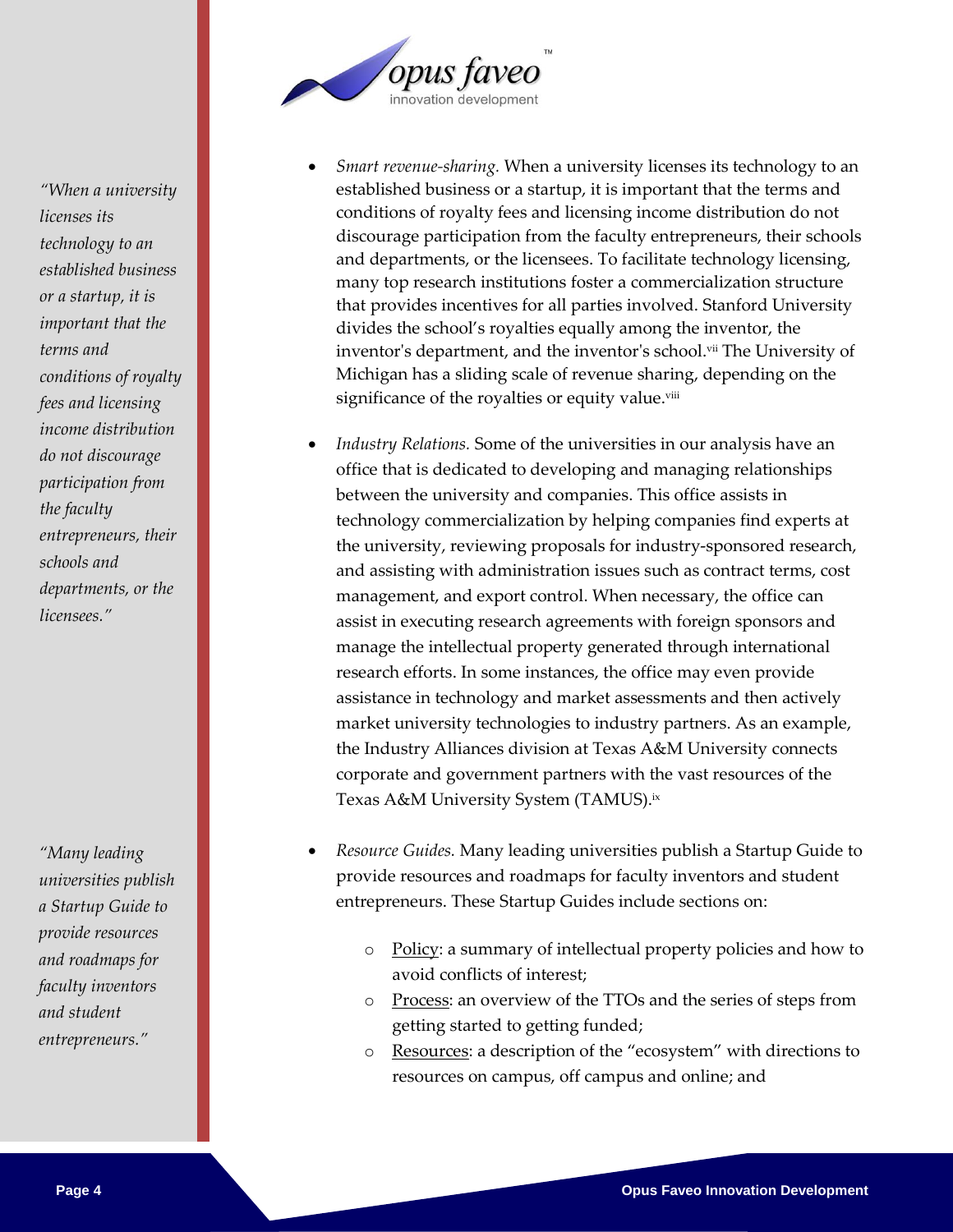*"When a university licenses its technology to an established business or a startup, it is important that the terms and conditions of royalty fees and licensing income distribution do not discourage participation from the faculty entrepreneurs, their schools and departments, or the licensees."*

*"Many leading universities publish a Startup Guide to provide resources and roadmaps for faculty inventors and student entrepreneurs."*

- *Smart revenue-sharing.* When a university licenses its technology to an established business or a startup, it is important that the terms and conditions of royalty fees and licensing income distribution do not discourage participation from the faculty entrepreneurs, their schools and departments, or the licensees. To facilitate technology licensing, many top research institutions foster a commercialization structure that provides incentives for all parties involved. Stanford University divides the school's royalties equally among the inventor, the inventor's department, and the inventor's school.[vii] The University of Michigan has a sliding scale of revenue sharing, depending on the significance of the royalties or equity value.[viii]

- *Industry Relations.* Some of the universities in our analysis have an office that is dedicated to developing and managing relationships between the university and companies. This office assists in technology commercialization by helping companies find experts at the university, reviewing proposals for industry-sponsored research, and assisting with administration issues such as contract terms, cost management, and export control. When necessary, the office can assist in executing research agreements with foreign sponsors and manage the intellectual property generated through international research efforts. In some instances, the office may even provide assistance in technology and market assessments and then actively market university technologies to industry partners. As an example, the Industry Alliances division at Texas A&M University connects corporate and government partners with the vast resources of the Texas A&M University System (TAMUS).[ix]

- *Resource Guides.* Many leading universities publish a Startup Guide to provide resources and roadmaps for faculty inventors and student entrepreneurs. These Startup Guides include sections on:
  - Policy: a summary of intellectual property policies and how to avoid conflicts of interest;
  - Process: an overview of the TTOs and the series of steps from getting started to getting funded;
  - Resources: a description of the "ecosystem" with directions to resources on campus, off campus and online; and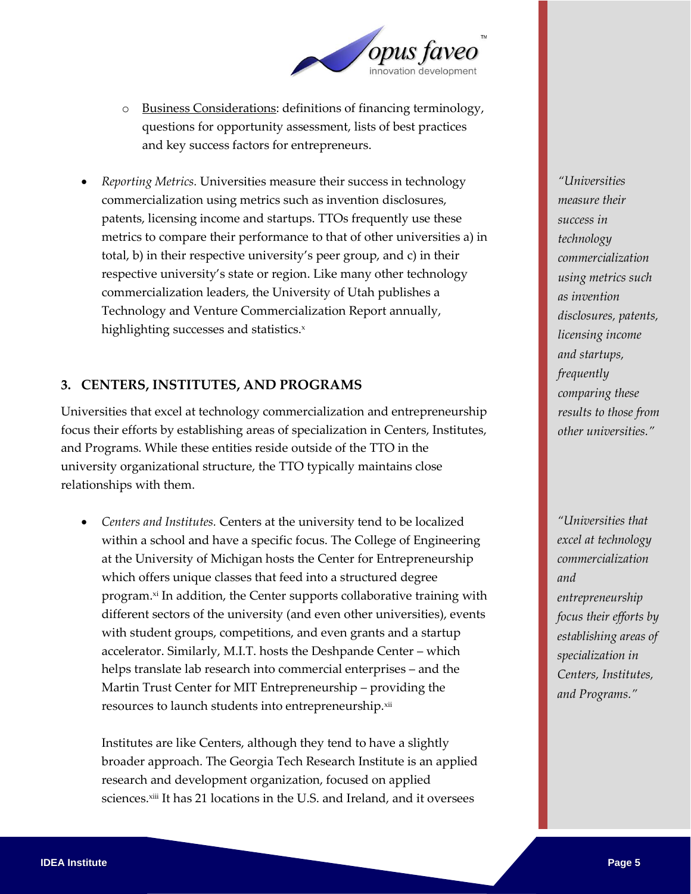- Business Considerations: definitions of financing terminology, questions for opportunity assessment, lists of best practices and key success factors for entrepreneurs.

- *Reporting Metrics.* Universities measure their success in technology commercialization using metrics such as invention disclosures, patents, licensing income and startups. TTOs frequently use these metrics to compare their performance to that of other universities a) in total, b) in their respective university's peer group, and c) in their respective university's state or region. Like many other technology commercialization leaders, the University of Utah publishes a Technology and Venture Commercialization Report annually, highlighting successes and statistics.[x]

*"Universities measure their success in technology commercialization using metrics such as invention disclosures, patents, licensing income and startups, frequently comparing these results to those from other universities."*

## 3. CENTERS, INSTITUTES, AND PROGRAMS

Universities that excel at technology commercialization and entrepreneurship focus their efforts by establishing areas of specialization in Centers, Institutes, and Programs. While these entities reside outside of the TTO in the university organizational structure, the TTO typically maintains close relationships with them.

*"Universities that excel at technology commercialization and entrepreneurship focus their efforts by establishing areas of specialization in Centers, Institutes, and Programs."*

- *Centers and Institutes.* Centers at the university tend to be localized within a school and have a specific focus. The College of Engineering at the University of Michigan hosts the Center for Entrepreneurship which offers unique classes that feed into a structured degree program.[xi] In addition, the Center supports collaborative training with different sectors of the university (and even other universities), events with student groups, competitions, and even grants and a startup accelerator. Similarly, M.I.T. hosts the Deshpande Center – which helps translate lab research into commercial enterprises – and the Martin Trust Center for MIT Entrepreneurship – providing the resources to launch students into entrepreneurship.[xii]

  Institutes are like Centers, although they tend to have a slightly broader approach. The Georgia Tech Research Institute is an applied research and development organization, focused on applied sciences.[xiii] It has 21 locations in the U.S. and Ireland, and it oversees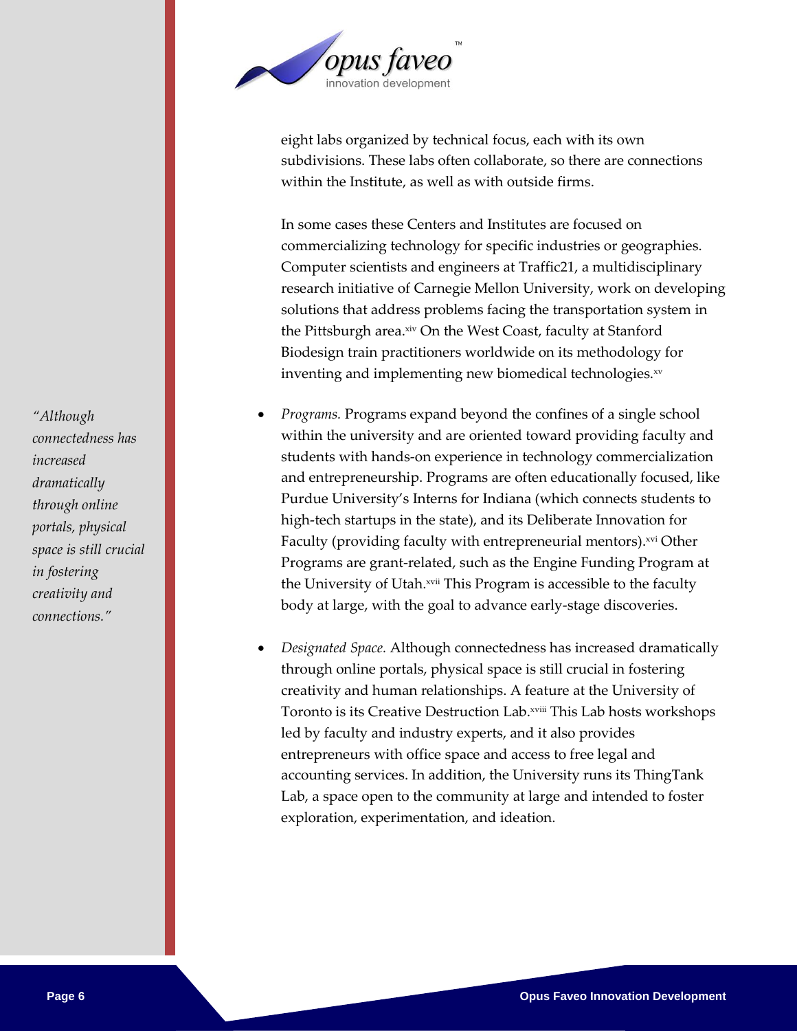eight labs organized by technical focus, each with its own subdivisions. These labs often collaborate, so there are connections within the Institute, as well as with outside firms.

In some cases these Centers and Institutes are focused on commercializing technology for specific industries or geographies. Computer scientists and engineers at Traffic21, a multidisciplinary research initiative of Carnegie Mellon University, work on developing solutions that address problems facing the transportation system in the Pittsburgh area.[xiv] On the West Coast, faculty at Stanford Biodesign train practitioners worldwide on its methodology for inventing and implementing new biomedical technologies.[xv]

*"Although connectedness has increased dramatically through online portals, physical space is still crucial in fostering creativity and connections."*

- *Programs.* Programs expand beyond the confines of a single school within the university and are oriented toward providing faculty and students with hands-on experience in technology commercialization and entrepreneurship. Programs are often educationally focused, like Purdue University's Interns for Indiana (which connects students to high-tech startups in the state), and its Deliberate Innovation for Faculty (providing faculty with entrepreneurial mentors).[xvi] Other Programs are grant-related, such as the Engine Funding Program at the University of Utah.[xvii] This Program is accessible to the faculty body at large, with the goal to advance early-stage discoveries.

- *Designated Space.* Although connectedness has increased dramatically through online portals, physical space is still crucial in fostering creativity and human relationships. A feature at the University of Toronto is its Creative Destruction Lab.[xviii] This Lab hosts workshops led by faculty and industry experts, and it also provides entrepreneurs with office space and access to free legal and accounting services. In addition, the University runs its ThingTank Lab, a space open to the community at large and intended to foster exploration, experimentation, and ideation.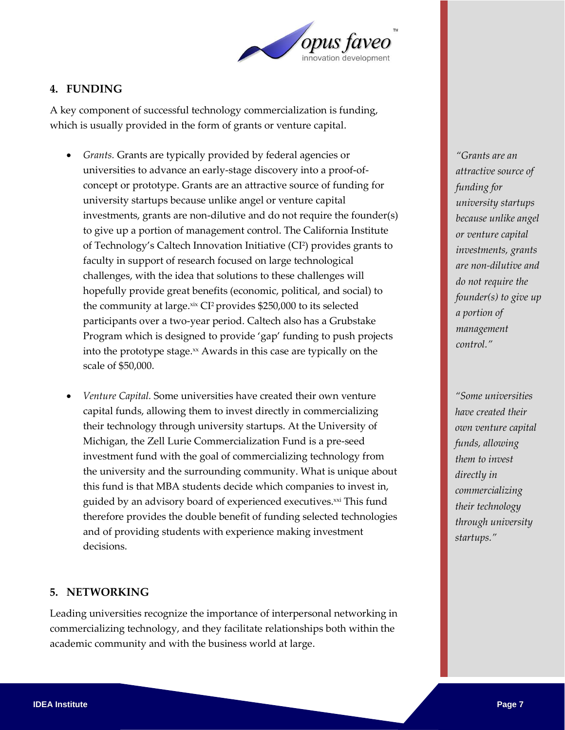## 4. FUNDING

A key component of successful technology commercialization is funding, which is usually provided in the form of grants or venture capital.

- *Grants.* Grants are typically provided by federal agencies or universities to advance an early-stage discovery into a proof-of-concept or prototype. Grants are an attractive source of funding for university startups because unlike angel or venture capital investments, grants are non-dilutive and do not require the founder(s) to give up a portion of management control. The California Institute of Technology's Caltech Innovation Initiative (CI²) provides grants to faculty in support of research focused on large technological challenges, with the idea that solutions to these challenges will hopefully provide great benefits (economic, political, and social) to the community at large.[xix] CI² provides $250,000 to its selected participants over a two-year period. Caltech also has a Grubstake Program which is designed to provide 'gap' funding to push projects into the prototype stage.[xx] Awards in this case are typically on the scale of $50,000.

- *Venture Capital.* Some universities have created their own venture capital funds, allowing them to invest directly in commercializing their technology through university startups. At the University of Michigan, the Zell Lurie Commercialization Fund is a pre-seed investment fund with the goal of commercializing technology from the university and the surrounding community. What is unique about this fund is that MBA students decide which companies to invest in, guided by an advisory board of experienced executives.[xxi] This fund therefore provides the double benefit of funding selected technologies and of providing students with experience making investment decisions.

*"Grants are an attractive source of funding for university startups because unlike angel or venture capital investments, grants are non-dilutive and do not require the founder(s) to give up a portion of management control."*

*"Some universities have created their own venture capital funds, allowing them to invest directly in commercializing their technology through university startups."*

## 5. NETWORKING

Leading universities recognize the importance of interpersonal networking in commercializing technology, and they facilitate relationships both within the academic community and with the business world at large.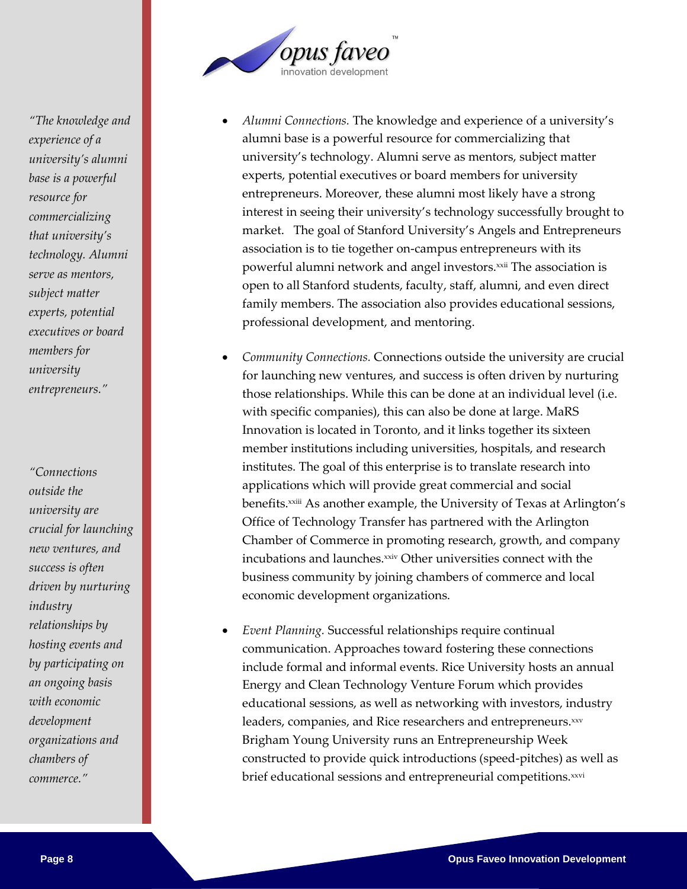*"The knowledge and experience of a university's alumni base is a powerful resource for commercializing that university's technology. Alumni serve as mentors, subject matter experts, potential executives or board members for university entrepreneurs."*

*"Connections outside the university are crucial for launching new ventures, and success is often driven by nurturing industry relationships by hosting events and by participating on an ongoing basis with economic development organizations and chambers of commerce."*

- *Alumni Connections.* The knowledge and experience of a university's alumni base is a powerful resource for commercializing that university's technology. Alumni serve as mentors, subject matter experts, potential executives or board members for university entrepreneurs. Moreover, these alumni most likely have a strong interest in seeing their university's technology successfully brought to market. The goal of Stanford University's Angels and Entrepreneurs association is to tie together on-campus entrepreneurs with its powerful alumni network and angel investors.[xxii] The association is open to all Stanford students, faculty, staff, alumni, and even direct family members. The association also provides educational sessions, professional development, and mentoring.

- *Community Connections.* Connections outside the university are crucial for launching new ventures, and success is often driven by nurturing those relationships. While this can be done at an individual level (i.e. with specific companies), this can also be done at large. MaRS Innovation is located in Toronto, and it links together its sixteen member institutions including universities, hospitals, and research institutes. The goal of this enterprise is to translate research into applications which will provide great commercial and social benefits.[xxiii] As another example, the University of Texas at Arlington's Office of Technology Transfer has partnered with the Arlington Chamber of Commerce in promoting research, growth, and company incubations and launches.[xxiv] Other universities connect with the business community by joining chambers of commerce and local economic development organizations.

- *Event Planning.* Successful relationships require continual communication. Approaches toward fostering these connections include formal and informal events. Rice University hosts an annual Energy and Clean Technology Venture Forum which provides educational sessions, as well as networking with investors, industry leaders, companies, and Rice researchers and entrepreneurs.[xxv] Brigham Young University runs an Entrepreneurship Week constructed to provide quick introductions (speed-pitches) as well as brief educational sessions and entrepreneurial competitions.[xxvi]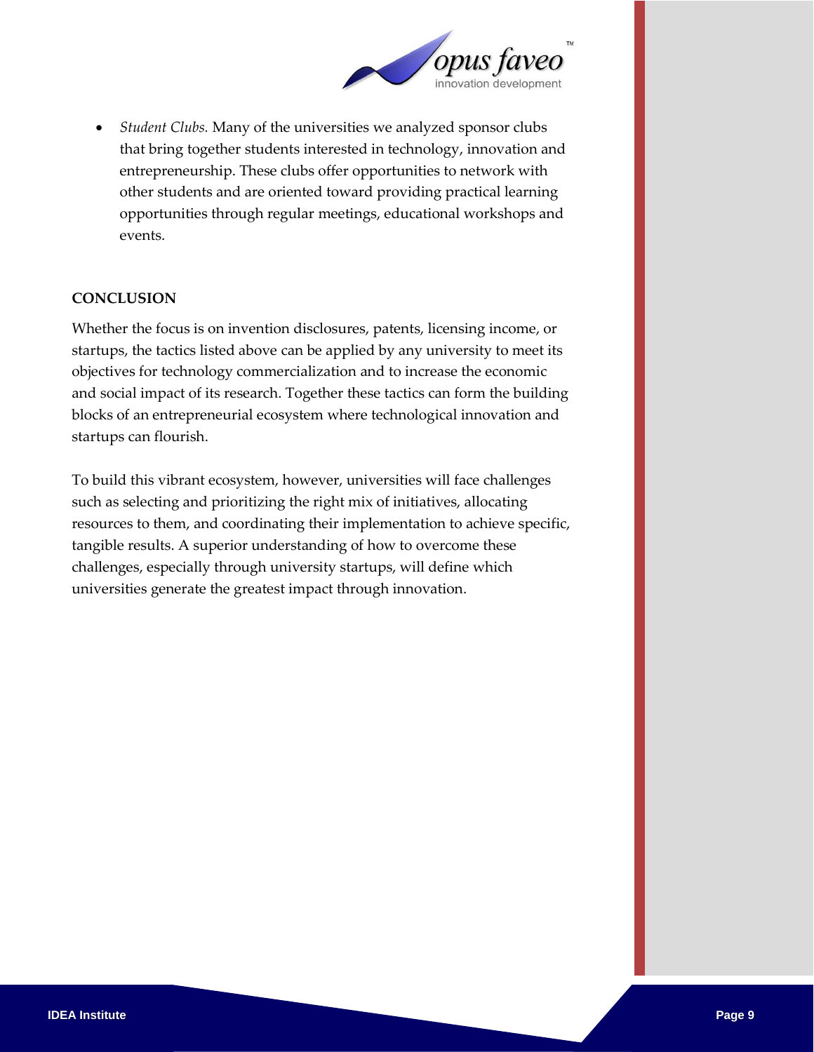- *Student Clubs.* Many of the universities we analyzed sponsor clubs that bring together students interested in technology, innovation and entrepreneurship. These clubs offer opportunities to network with other students and are oriented toward providing practical learning opportunities through regular meetings, educational workshops and events.

## CONCLUSION

Whether the focus is on invention disclosures, patents, licensing income, or startups, the tactics listed above can be applied by any university to meet its objectives for technology commercialization and to increase the economic and social impact of its research. Together these tactics can form the building blocks of an entrepreneurial ecosystem where technological innovation and startups can flourish.

To build this vibrant ecosystem, however, universities will face challenges such as selecting and prioritizing the right mix of initiatives, allocating resources to them, and coordinating their implementation to achieve specific, tangible results. A superior understanding of how to overcome these challenges, especially through university startups, will define which universities generate the greatest impact through innovation.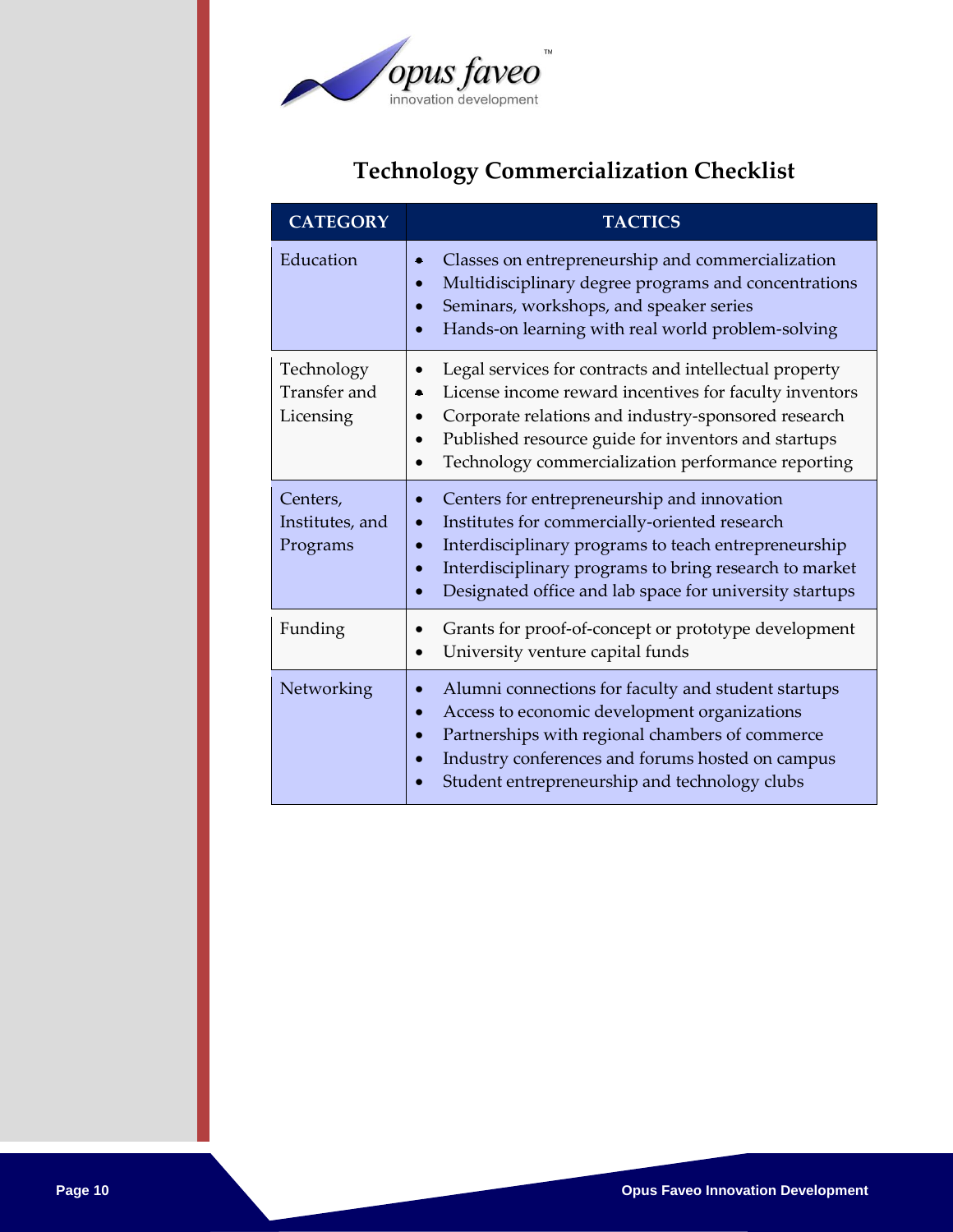# Technology Commercialization Checklist

| CATEGORY | TACTICS |
|---|---|
| Education | • Classes on entrepreneurship and commercialization<br>• Multidisciplinary degree programs and concentrations<br>• Seminars, workshops, and speaker series<br>• Hands-on learning with real world problem-solving |
| Technology Transfer and Licensing | • Legal services for contracts and intellectual property<br>• License income reward incentives for faculty inventors<br>• Corporate relations and industry-sponsored research<br>• Published resource guide for inventors and startups<br>• Technology commercialization performance reporting |
| Centers, Institutes, and Programs | • Centers for entrepreneurship and innovation<br>• Institutes for commercially-oriented research<br>• Interdisciplinary programs to teach entrepreneurship<br>• Interdisciplinary programs to bring research to market<br>• Designated office and lab space for university startups |
| Funding | • Grants for proof-of-concept or prototype development<br>• University venture capital funds |
| Networking | • Alumni connections for faculty and student startups<br>• Access to economic development organizations<br>• Partnerships with regional chambers of commerce<br>• Industry conferences and forums hosted on campus<br>• Student entrepreneurship and technology clubs |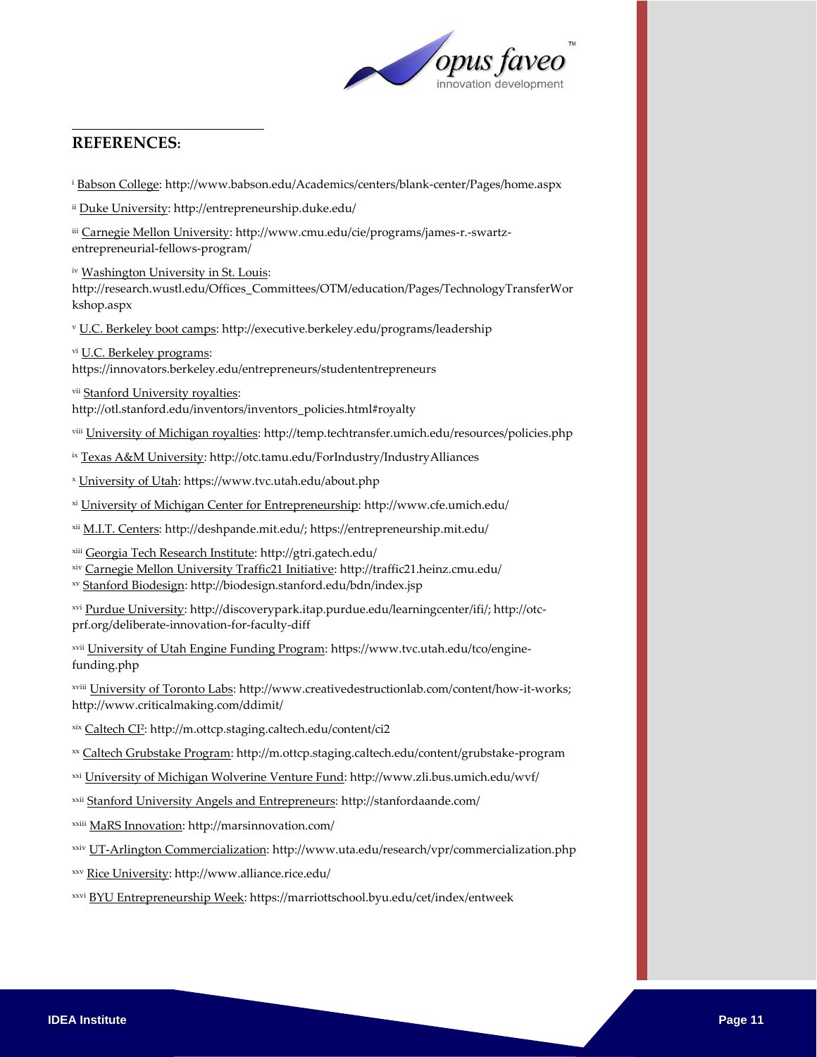## REFERENCES:

[i] Babson College: http://www.babson.edu/Academics/centers/blank-center/Pages/home.aspx

[ii] Duke University: http://entrepreneurship.duke.edu/

[iii] Carnegie Mellon University: http://www.cmu.edu/cie/programs/james-r.-swartz-entrepreneurial-fellows-program/

[iv] Washington University in St. Louis: http://research.wustl.edu/Offices_Committees/OTM/education/Pages/TechnologyTransferWorkshop.aspx

[v] U.C. Berkeley boot camps: http://executive.berkeley.edu/programs/leadership

[vi] U.C. Berkeley programs: https://innovators.berkeley.edu/entrepreneurs/studententrepreneurs

[vii] Stanford University royalties: http://otl.stanford.edu/inventors/inventors_policies.html#royalty

[viii] University of Michigan royalties: http://temp.techtransfer.umich.edu/resources/policies.php

[ix] Texas A&M University: http://otc.tamu.edu/ForIndustry/IndustryAlliances

[x] University of Utah: https://www.tvc.utah.edu/about.php

[xi] University of Michigan Center for Entrepreneurship: http://www.cfe.umich.edu/

[xii] M.I.T. Centers: http://deshpande.mit.edu/; https://entrepreneurship.mit.edu/

[xiii] Georgia Tech Research Institute: http://gtri.gatech.edu/

[xiv] Carnegie Mellon University Traffic21 Initiative: http://traffic21.heinz.cmu.edu/

[xv] Stanford Biodesign: http://biodesign.stanford.edu/bdn/index.jsp

[xvi] Purdue University: http://discoverypark.itap.purdue.edu/learningcenter/ifi/; http://otc-prf.org/deliberate-innovation-for-faculty-diff

[xvii] University of Utah Engine Funding Program: https://www.tvc.utah.edu/tco/engine-funding.php

[xviii] University of Toronto Labs: http://www.creativedestructionlab.com/content/how-it-works; http://www.criticalmaking.com/ddimit/

[xix] Caltech CI²: http://m.ottcp.staging.caltech.edu/content/ci2

[xx] Caltech Grubstake Program: http://m.ottcp.staging.caltech.edu/content/grubstake-program

[xxi] University of Michigan Wolverine Venture Fund: http://www.zli.bus.umich.edu/wvf/

[xxii] Stanford University Angels and Entrepreneurs: http://stanfordaande.com/

[xxiii] MaRS Innovation: http://marsinnovation.com/

[xxiv] UT-Arlington Commercialization: http://www.uta.edu/research/vpr/commercialization.php

[xxv] Rice University: http://www.alliance.rice.edu/

[xxvi] BYU Entrepreneurship Week: https://marriottschool.byu.edu/cet/index/entweek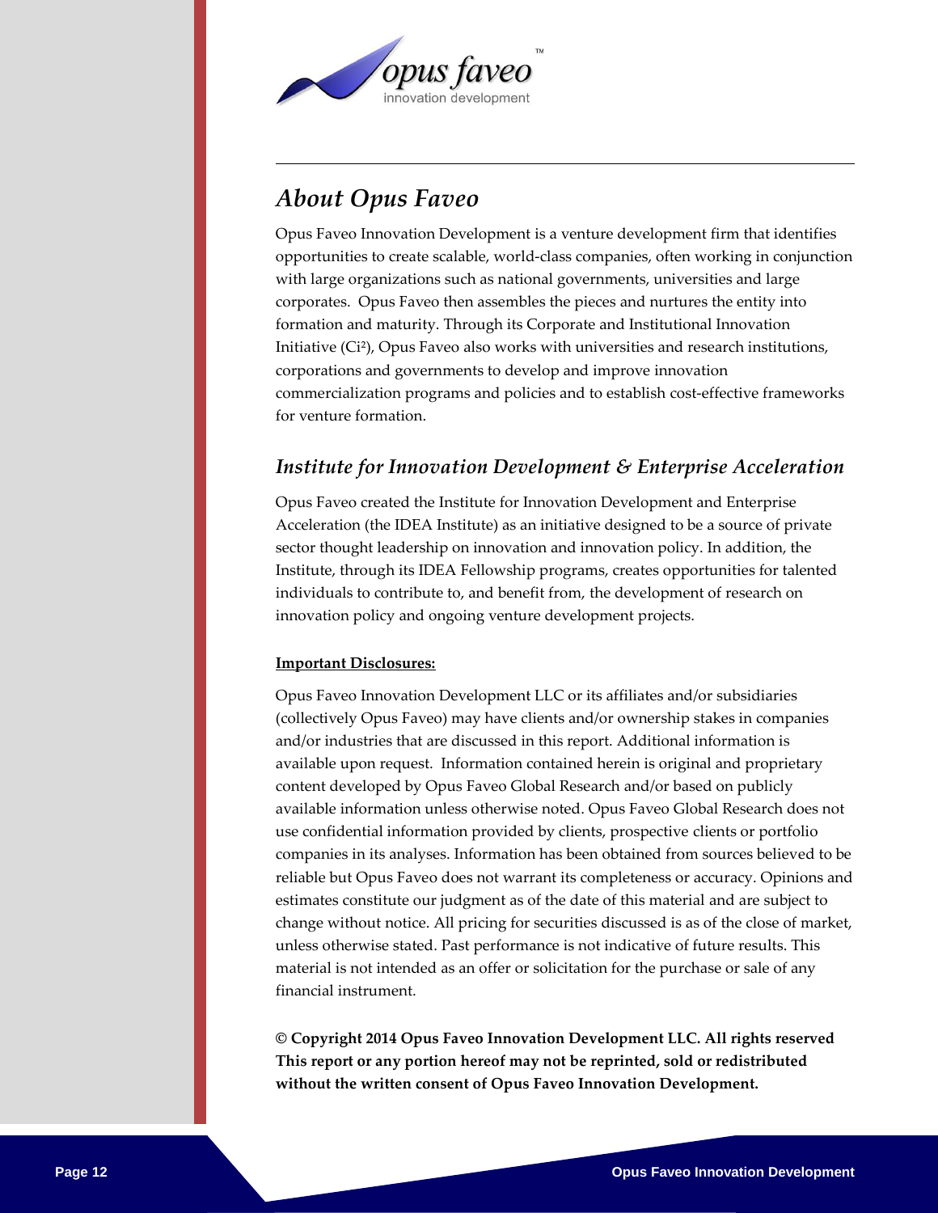## About Opus Faveo

Opus Faveo Innovation Development is a venture development firm that identifies opportunities to create scalable, world-class companies, often working in conjunction with large organizations such as national governments, universities and large corporates. Opus Faveo then assembles the pieces and nurtures the entity into formation and maturity. Through its Corporate and Institutional Innovation Initiative ($Ci^2$), Opus Faveo also works with universities and research institutions, corporations and governments to develop and improve innovation commercialization programs and policies and to establish cost-effective frameworks for venture formation.

### Institute for Innovation Development & Enterprise Acceleration

Opus Faveo created the Institute for Innovation Development and Enterprise Acceleration (the IDEA Institute) as an initiative designed to be a source of private sector thought leadership on innovation and innovation policy. In addition, the Institute, through its IDEA Fellowship programs, creates opportunities for talented individuals to contribute to, and benefit from, the development of research on innovation policy and ongoing venture development projects.

**Important Disclosures:**

Opus Faveo Innovation Development LLC or its affiliates and/or subsidiaries (collectively Opus Faveo) may have clients and/or ownership stakes in companies and/or industries that are discussed in this report. Additional information is available upon request. Information contained herein is original and proprietary content developed by Opus Faveo Global Research and/or based on publicly available information unless otherwise noted. Opus Faveo Global Research does not use confidential information provided by clients, prospective clients or portfolio companies in its analyses. Information has been obtained from sources believed to be reliable but Opus Faveo does not warrant its completeness or accuracy. Opinions and estimates constitute our judgment as of the date of this material and are subject to change without notice. All pricing for securities discussed is as of the close of market, unless otherwise stated. Past performance is not indicative of future results. This material is not intended as an offer or solicitation for the purchase or sale of any financial instrument.

**© Copyright 2014 Opus Faveo Innovation Development LLC. All rights reserved This report or any portion hereof may not be reprinted, sold or redistributed without the written consent of Opus Faveo Innovation Development.**